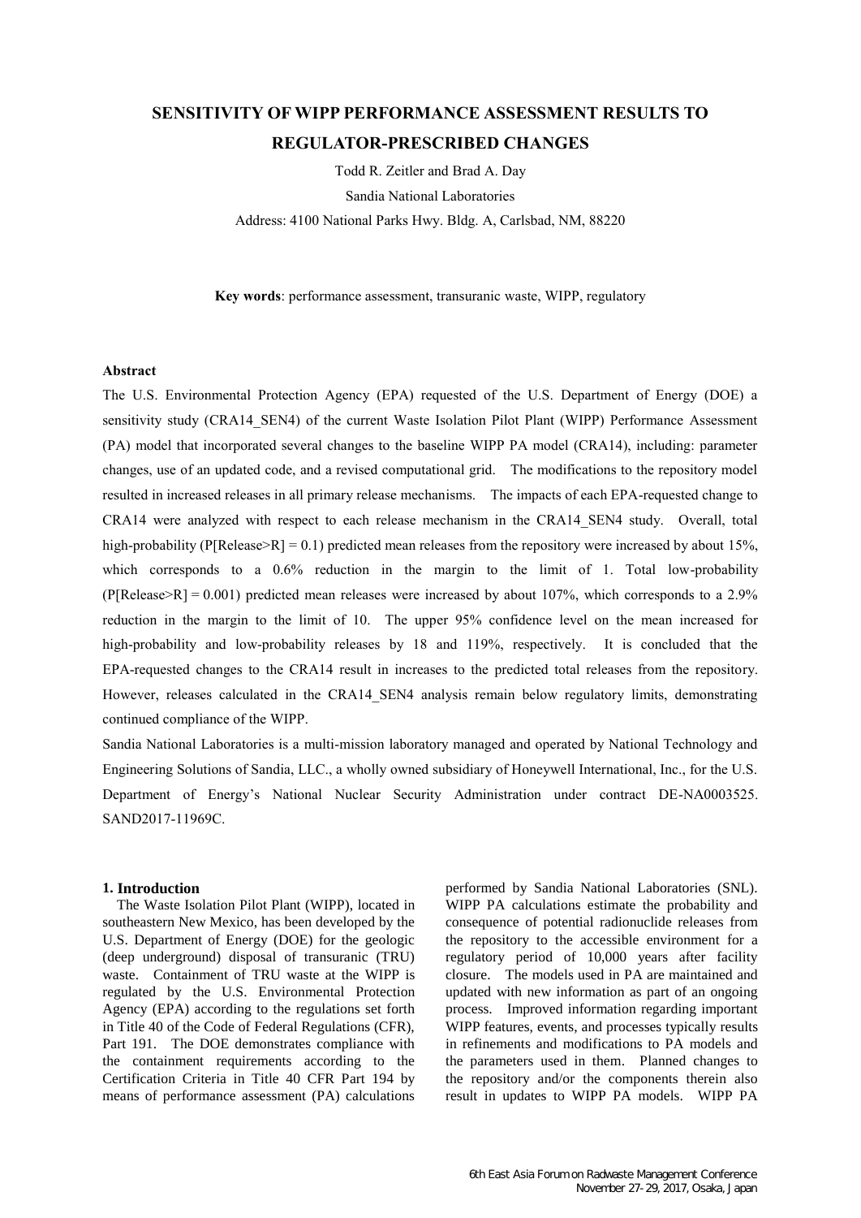# SENSITIVITY OF WIPP PERFORMANCE ASSESSMENT RESULTS TO REGULATOR-PRESCRIBED CHANGES

Todd R. Zeitler and Brad A. Day

Sandia National Laboratories

Address: 4100 National Parks Hwy. Bldg. A, Carlsbad, NM, 88220

**Key words**: performance assessment, transuranic waste, WIPP, regulatory

### Abstract

The U.S. Environmental Protection Agency (EPA) requested of the U.S. Department of Energy (DOE) a sensitivity study (CRA14_SEN4) of the current Waste Isolation Pilot Plant (WIPP) Performance Assessment (PA) model that incorporated several changes to the baseline WIPP PA model (CRA14), including: parameter changes, use of an updated code, and a revised computational grid. The modifications to the repository model resulted in increased releases in all primary release mechanisms. The impacts of each EPA-requested change to CRA14 were analyzed with respect to each release mechanism in the CRA14_SEN4 study. Overall, total high-probability (P[Release>R] = 0.1) predicted mean releases from the repository were increased by about 15%, which corresponds to a 0.6% reduction in the margin to the limit of 1. Total low-probability (P[Release>R] = 0.001) predicted mean releases were increased by about 107%, which corresponds to a 2.9% reduction in the margin to the limit of 10. The upper 95% confidence level on the mean increased for high-probability and low-probability releases by 18 and 119%, respectively. It is concluded that the EPA-requested changes to the CRA14 result in increases to the predicted total releases from the repository. However, releases calculated in the CRA14_SEN4 analysis remain below regulatory limits, demonstrating continued compliance of the WIPP.

Sandia National Laboratories is a multi-mission laboratory managed and operated by National Technology and Engineering Solutions of Sandia, LLC., a wholly owned subsidiary of Honeywell International, Inc., for the U.S. Department of Energy's National Nuclear Security Administration under contract DE-NA0003525. SAND2017-11969C.

## 1. Introduction

The Waste Isolation Pilot Plant (WIPP), located in southeastern New Mexico, has been developed by the U.S. Department of Energy (DOE) for the geologic (deep underground) disposal of transuranic (TRU) waste. Containment of TRU waste at the WIPP is regulated by the U.S. Environmental Protection Agency (EPA) according to the regulations set forth in Title 40 of the Code of Federal Regulations (CFR), Part 191. The DOE demonstrates compliance with the containment requirements according to the Certification Criteria in Title 40 CFR Part 194 by means of performance assessment (PA) calculations performed by Sandia National Laboratories (SNL). WIPP PA calculations estimate the probability and consequence of potential radionuclide releases from the repository to the accessible environment for a regulatory period of 10,000 years after facility closure. The models used in PA are maintained and updated with new information as part of an ongoing process. Improved information regarding important WIPP features, events, and processes typically results in refinements and modifications to PA models and the parameters used in them. Planned changes to the repository and/or the components therein also result in updates to WIPP PA models. WIPP PA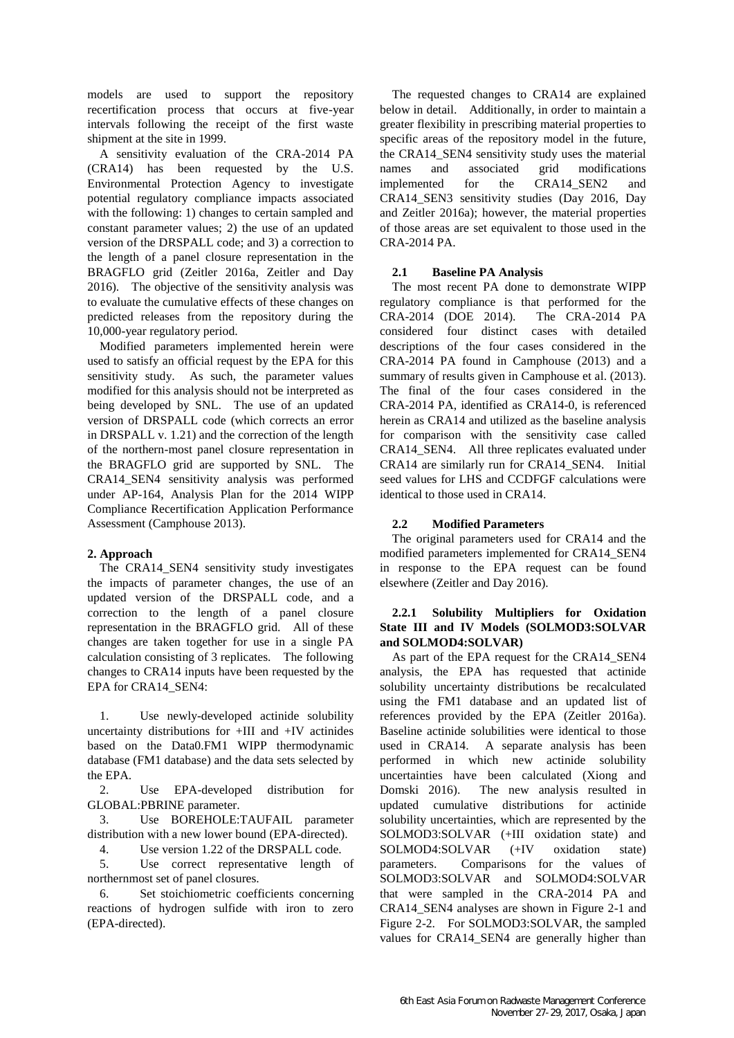models are used to support the repository recertification process that occurs at five-year intervals following the receipt of the first waste shipment at the site in 1999.

A sensitivity evaluation of the CRA-2014 PA (CRA14) has been requested by the U.S. Environmental Protection Agency to investigate potential regulatory compliance impacts associated with the following: 1) changes to certain sampled and constant parameter values; 2) the use of an updated version of the DRSPALL code; and 3) a correction to the length of a panel closure representation in the BRAGFLO grid (Zeitler 2016a, Zeitler and Day 2016). The objective of the sensitivity analysis was to evaluate the cumulative effects of these changes on predicted releases from the repository during the 10,000-year regulatory period.

Modified parameters implemented herein were used to satisfy an official request by the EPA for this sensitivity study. As such, the parameter values modified for this analysis should not be interpreted as being developed by SNL. The use of an updated version of DRSPALL code (which corrects an error in DRSPALL v. 1.21) and the correction of the length of the northern-most panel closure representation in the BRAGFLO grid are supported by SNL. The CRA14_SEN4 sensitivity analysis was performed under AP-164, Analysis Plan for the 2014 WIPP Compliance Recertification Application Performance Assessment (Camphouse 2013).

## 2. Approach

The CRA14_SEN4 sensitivity study investigates the impacts of parameter changes, the use of an updated version of the DRSPALL code, and a correction to the length of a panel closure representation in the BRAGFLO grid. All of these changes are taken together for use in a single PA calculation consisting of 3 replicates. The following changes to CRA14 inputs have been requested by the EPA for CRA14_SEN4:

1. Use newly-developed actinide solubility uncertainty distributions for +III and +IV actinides based on the Data0.FM1 WIPP thermodynamic database (FM1 database) and the data sets selected by the EPA.
2. Use EPA-developed distribution for GLOBAL:PBRINE parameter.
3. Use BOREHOLE:TAUFAIL parameter distribution with a new lower bound (EPA-directed).
4. Use version 1.22 of the DRSPALL code.
5. Use correct representative length of northernmost set of panel closures.
6. Set stoichiometric coefficients concerning reactions of hydrogen sulfide with iron to zero (EPA-directed).

The requested changes to CRA14 are explained below in detail. Additionally, in order to maintain a greater flexibility in prescribing material properties to specific areas of the repository model in the future, the CRA14_SEN4 sensitivity study uses the material names and associated grid modifications implemented for the CRA14_SEN2 and CRA14_SEN3 sensitivity studies (Day 2016, Day and Zeitler 2016a); however, the material properties of those areas are set equivalent to those used in the CRA-2014 PA.

### 2.1 Baseline PA Analysis

The most recent PA done to demonstrate WIPP regulatory compliance is that performed for the CRA-2014 (DOE 2014). The CRA-2014 PA considered four distinct cases with detailed descriptions of the four cases considered in the CRA-2014 PA found in Camphouse (2013) and a summary of results given in Camphouse et al. (2013). The final of the four cases considered in the CRA-2014 PA, identified as CRA14-0, is referenced herein as CRA14 and utilized as the baseline analysis for comparison with the sensitivity case called CRA14_SEN4. All three replicates evaluated under CRA14 are similarly run for CRA14_SEN4. Initial seed values for LHS and CCDFGF calculations were identical to those used in CRA14.

### 2.2 Modified Parameters

The original parameters used for CRA14 and the modified parameters implemented for CRA14_SEN4 in response to the EPA request can be found elsewhere (Zeitler and Day 2016).

#### 2.2.1 Solubility Multipliers for Oxidation State III and IV Models (SOLMOD3:SOLVAR and SOLMOD4:SOLVAR)

As part of the EPA request for the CRA14_SEN4 analysis, the EPA has requested that actinide solubility uncertainty distributions be recalculated using the FM1 database and an updated list of references provided by the EPA (Zeitler 2016a). Baseline actinide solubilities were identical to those used in CRA14. A separate analysis has been performed in which new actinide solubility uncertainties have been calculated (Xiong and Domski 2016). The new analysis resulted in updated cumulative distributions for actinide solubility uncertainties, which are represented by the SOLMOD3:SOLVAR (+III oxidation state) and SOLMOD4:SOLVAR (+IV oxidation state) parameters. Comparisons for the values of SOLMOD3:SOLVAR and SOLMOD4:SOLVAR that were sampled in the CRA-2014 PA and CRA14_SEN4 analyses are shown in Figure 2-1 and Figure 2-2. For SOLMOD3:SOLVAR, the sampled values for CRA14_SEN4 are generally higher than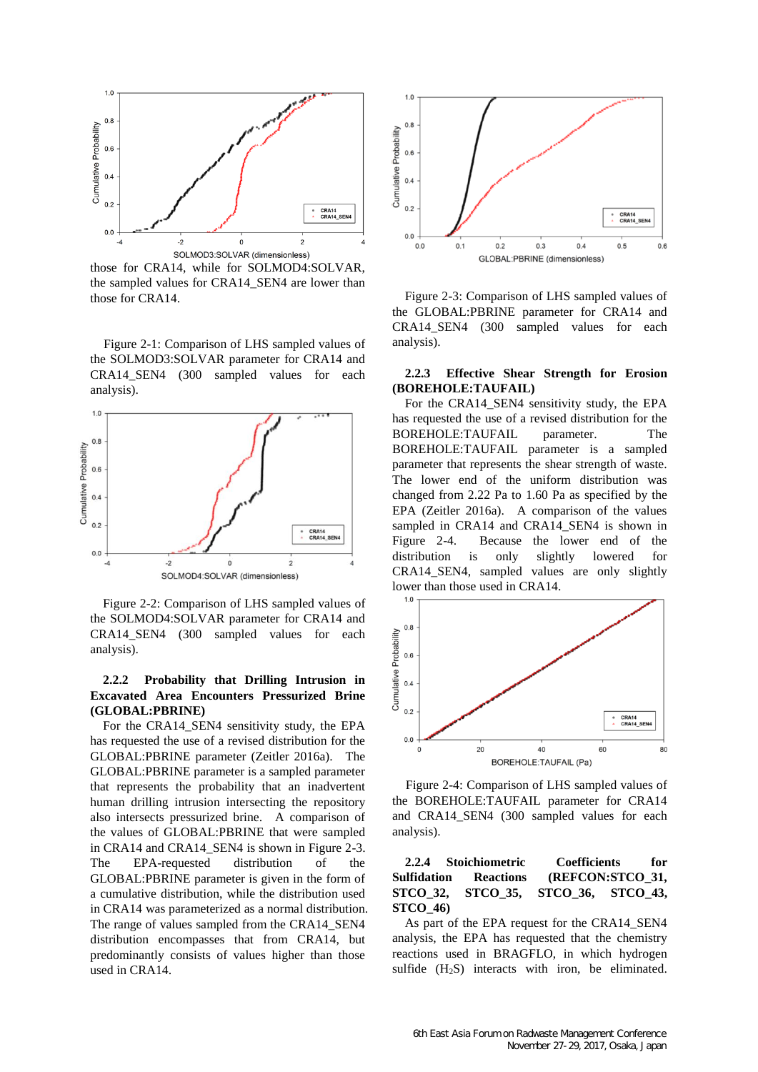those for CRA14, while for SOLMOD4:SOLVAR, the sampled values for CRA14_SEN4 are lower than those for CRA14.

Figure 2-1: Comparison of LHS sampled values of the SOLMOD3:SOLVAR parameter for CRA14 and CRA14_SEN4 (300 sampled values for each analysis).

Figure 2-2: Comparison of LHS sampled values of the SOLMOD4:SOLVAR parameter for CRA14 and CRA14_SEN4 (300 sampled values for each analysis).

### 2.2.2 Probability that Drilling Intrusion in Excavated Area Encounters Pressurized Brine (GLOBAL:PBRINE)

For the CRA14_SEN4 sensitivity study, the EPA has requested the use of a revised distribution for the GLOBAL:PBRINE parameter (Zeitler 2016a). The GLOBAL:PBRINE parameter is a sampled parameter that represents the probability that an inadvertent human drilling intrusion intersecting the repository also intersects pressurized brine. A comparison of the values of GLOBAL:PBRINE that were sampled in CRA14 and CRA14_SEN4 is shown in Figure 2-3. The EPA-requested distribution of the GLOBAL:PBRINE parameter is given in the form of a cumulative distribution, while the distribution used in CRA14 was parameterized as a normal distribution. The range of values sampled from the CRA14_SEN4 distribution encompasses that from CRA14, but predominantly consists of values higher than those used in CRA14.

Figure 2-3: Comparison of LHS sampled values of the GLOBAL:PBRINE parameter for CRA14 and CRA14_SEN4 (300 sampled values for each analysis).

### 2.2.3 Effective Shear Strength for Erosion (BOREHOLE:TAUFAIL)

For the CRA14_SEN4 sensitivity study, the EPA has requested the use of a revised distribution for the BOREHOLE:TAUFAIL parameter. The BOREHOLE:TAUFAIL parameter is a sampled parameter that represents the shear strength of waste. The lower end of the uniform distribution was changed from 2.22 Pa to 1.60 Pa as specified by the EPA (Zeitler 2016a). A comparison of the values sampled in CRA14 and CRA14_SEN4 is shown in Figure 2-4. Because the lower end of the distribution is only slightly lowered for CRA14_SEN4, sampled values are only slightly lower than those used in CRA14.

Figure 2-4: Comparison of LHS sampled values of the BOREHOLE:TAUFAIL parameter for CRA14 and CRA14_SEN4 (300 sampled values for each analysis).

### 2.2.4 Stoichiometric Coefficients for Sulfidation Reactions (REFCON:STCO_31, STCO_32, STCO_35, STCO_36, STCO_43, STCO_46)

As part of the EPA request for the CRA14_SEN4 analysis, the EPA has requested that the chemistry reactions used in BRAGFLO, in which hydrogen sulfide ($H_2S$) interacts with iron, be eliminated.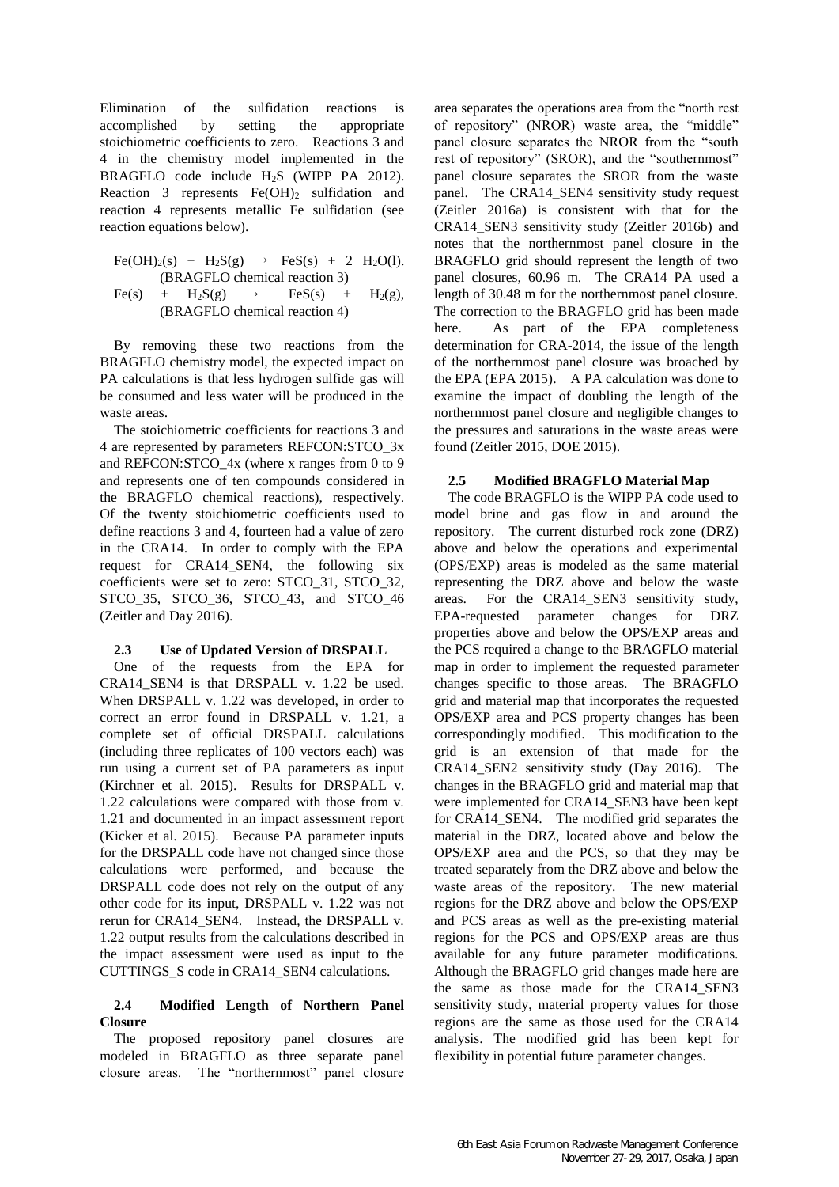Elimination of the sulfidation reactions is accomplished by setting the appropriate stoichiometric coefficients to zero. Reactions 3 and 4 in the chemistry model implemented in the BRAGFLO code include $H_2S$ (WIPP PA 2012). Reaction 3 represents $Fe(OH)_2$ sulfidation and reaction 4 represents metallic Fe sulfidation (see reaction equations below).

$$Fe(OH)_2(s) + H_2S(g) \rightarrow FeS(s) + 2\ H_2O(l).$$

(BRAGFLO chemical reaction 3)

$$Fe(s) + H_2S(g) \rightarrow FeS(s) + H_2(g),$$

(BRAGFLO chemical reaction 4)

By removing these two reactions from the BRAGFLO chemistry model, the expected impact on PA calculations is that less hydrogen sulfide gas will be consumed and less water will be produced in the waste areas.

The stoichiometric coefficients for reactions 3 and 4 are represented by parameters REFCON:STCO_3x and REFCON:STCO_4x (where x ranges from 0 to 9 and represents one of ten compounds considered in the BRAGFLO chemical reactions), respectively. Of the twenty stoichiometric coefficients used to define reactions 3 and 4, fourteen had a value of zero in the CRA14. In order to comply with the EPA request for CRA14_SEN4, the following six coefficients were set to zero: STCO_31, STCO_32, STCO_35, STCO_36, STCO_43, and STCO_46 (Zeitler and Day 2016).

### 2.3 Use of Updated Version of DRSPALL

One of the requests from the EPA for CRA14_SEN4 is that DRSPALL v. 1.22 be used. When DRSPALL v. 1.22 was developed, in order to correct an error found in DRSPALL v. 1.21, a complete set of official DRSPALL calculations (including three replicates of 100 vectors each) was run using a current set of PA parameters as input (Kirchner et al. 2015). Results for DRSPALL v. 1.22 calculations were compared with those from v. 1.21 and documented in an impact assessment report (Kicker et al. 2015). Because PA parameter inputs for the DRSPALL code have not changed since those calculations were performed, and because the DRSPALL code does not rely on the output of any other code for its input, DRSPALL v. 1.22 was not rerun for CRA14_SEN4. Instead, the DRSPALL v. 1.22 output results from the calculations described in the impact assessment were used as input to the CUTTINGS_S code in CRA14_SEN4 calculations.

### 2.4 Modified Length of Northern Panel Closure

The proposed repository panel closures are modeled in BRAGFLO as three separate panel closure areas. The "northernmost" panel closure area separates the operations area from the "north rest of repository" (NROR) waste area, the "middle" panel closure separates the NROR from the "south rest of repository" (SROR), and the "southernmost" panel closure separates the SROR from the waste panel. The CRA14_SEN4 sensitivity study request (Zeitler 2016a) is consistent with that for the CRA14_SEN3 sensitivity study (Zeitler 2016b) and notes that the northernmost panel closure in the BRAGFLO grid should represent the length of two panel closures, 60.96 m. The CRA14 PA used a length of 30.48 m for the northernmost panel closure. The correction to the BRAGFLO grid has been made here. As part of the EPA completeness determination for CRA-2014, the issue of the length of the northernmost panel closure was broached by the EPA (EPA 2015). A PA calculation was done to examine the impact of doubling the length of the northernmost panel closure and negligible changes to the pressures and saturations in the waste areas were found (Zeitler 2015, DOE 2015).

### 2.5 Modified BRAGFLO Material Map

The code BRAGFLO is the WIPP PA code used to model brine and gas flow in and around the repository. The current disturbed rock zone (DRZ) above and below the operations and experimental (OPS/EXP) areas is modeled as the same material representing the DRZ above and below the waste areas. For the CRA14_SEN3 sensitivity study, EPA-requested parameter changes for DRZ properties above and below the OPS/EXP areas and the PCS required a change to the BRAGFLO material map in order to implement the requested parameter changes specific to those areas. The BRAGFLO grid and material map that incorporates the requested OPS/EXP area and PCS property changes has been correspondingly modified. This modification to the grid is an extension of that made for the CRA14_SEN2 sensitivity study (Day 2016). The changes in the BRAGFLO grid and material map that were implemented for CRA14_SEN3 have been kept for CRA14_SEN4. The modified grid separates the material in the DRZ, located above and below the OPS/EXP area and the PCS, so that they may be treated separately from the DRZ above and below the waste areas of the repository. The new material regions for the DRZ above and below the OPS/EXP and PCS areas as well as the pre-existing material regions for the PCS and OPS/EXP areas are thus available for any future parameter modifications. Although the BRAGFLO grid changes made here are the same as those made for the CRA14_SEN3 sensitivity study, material property values for those regions are the same as those used for the CRA14 analysis. The modified grid has been kept for flexibility in potential future parameter changes.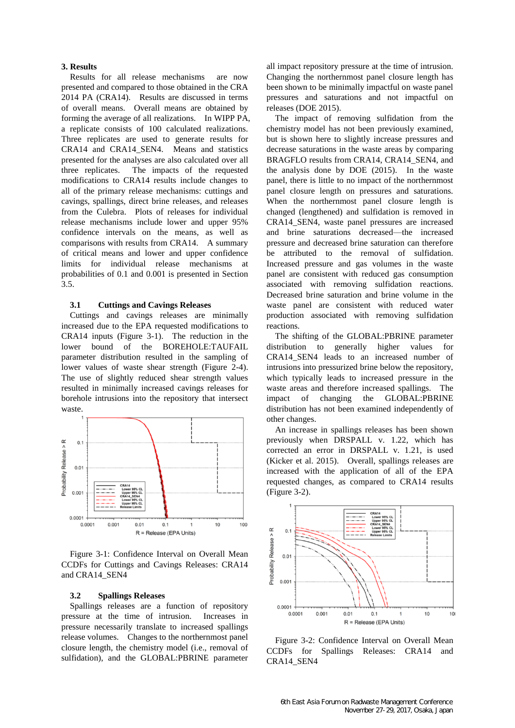## 3. Results

Results for all release mechanisms are now presented and compared to those obtained in the CRA 2014 PA (CRA14). Results are discussed in terms of overall means. Overall means are obtained by forming the average of all realizations. In WIPP PA, a replicate consists of 100 calculated realizations. Three replicates are used to generate results for CRA14 and CRA14_SEN4. Means and statistics presented for the analyses are also calculated over all three replicates. The impacts of the requested modifications to CRA14 results include changes to all of the primary release mechanisms: cuttings and cavings, spallings, direct brine releases, and releases from the Culebra. Plots of releases for individual release mechanisms include lower and upper 95% confidence intervals on the means, as well as comparisons with results from CRA14. A summary of critical means and lower and upper confidence limits for individual release mechanisms at probabilities of 0.1 and 0.001 is presented in Section 3.5.

### 3.1 Cuttings and Cavings Releases

Cuttings and cavings releases are minimally increased due to the EPA requested modifications to CRA14 inputs (Figure 3-1). The reduction in the lower bound of the BOREHOLE:TAUFAIL parameter distribution resulted in the sampling of lower values of waste shear strength (Figure 2-4). The use of slightly reduced shear strength values resulted in minimally increased cavings releases for borehole intrusions into the repository that intersect waste.

Figure 3-1: Confidence Interval on Overall Mean CCDFs for Cuttings and Cavings Releases: CRA14 and CRA14_SEN4

### 3.2 Spallings Releases

Spallings releases are a function of repository pressure at the time of intrusion. Increases in pressure necessarily translate to increased spallings release volumes. Changes to the northernmost panel closure length, the chemistry model (i.e., removal of sulfidation), and the GLOBAL:PBRINE parameter all impact repository pressure at the time of intrusion. Changing the northernmost panel closure length has been shown to be minimally impactful on waste panel pressures and saturations and not impactful on releases (DOE 2015).

The impact of removing sulfidation from the chemistry model has not been previously examined, but is shown here to slightly increase pressures and decrease saturations in the waste areas by comparing BRAGFLO results from CRA14, CRA14_SEN4, and the analysis done by DOE (2015). In the waste panel, there is little to no impact of the northernmost panel closure length on pressures and saturations. When the northernmost panel closure length is changed (lengthened) and sulfidation is removed in CRA14_SEN4, waste panel pressures are increased and brine saturations decreased—the increased pressure and decreased brine saturation can therefore be attributed to the removal of sulfidation. Increased pressure and gas volumes in the waste panel are consistent with reduced gas consumption associated with removing sulfidation reactions. Decreased brine saturation and brine volume in the waste panel are consistent with reduced water production associated with removing sulfidation reactions.

The shifting of the GLOBAL:PBRINE parameter distribution to generally higher values for CRA14_SEN4 leads to an increased number of intrusions into pressurized brine below the repository, which typically leads to increased pressure in the waste areas and therefore increased spallings. The impact of changing the GLOBAL:PBRINE distribution has not been examined independently of other changes.

An increase in spallings releases has been shown previously when DRSPALL v. 1.22, which has corrected an error in DRSPALL v. 1.21, is used (Kicker et al. 2015). Overall, spallings releases are increased with the application of all of the EPA requested changes, as compared to CRA14 results (Figure 3-2).

Figure 3-2: Confidence Interval on Overall Mean CCDFs for Spallings Releases: CRA14 and CRA14_SEN4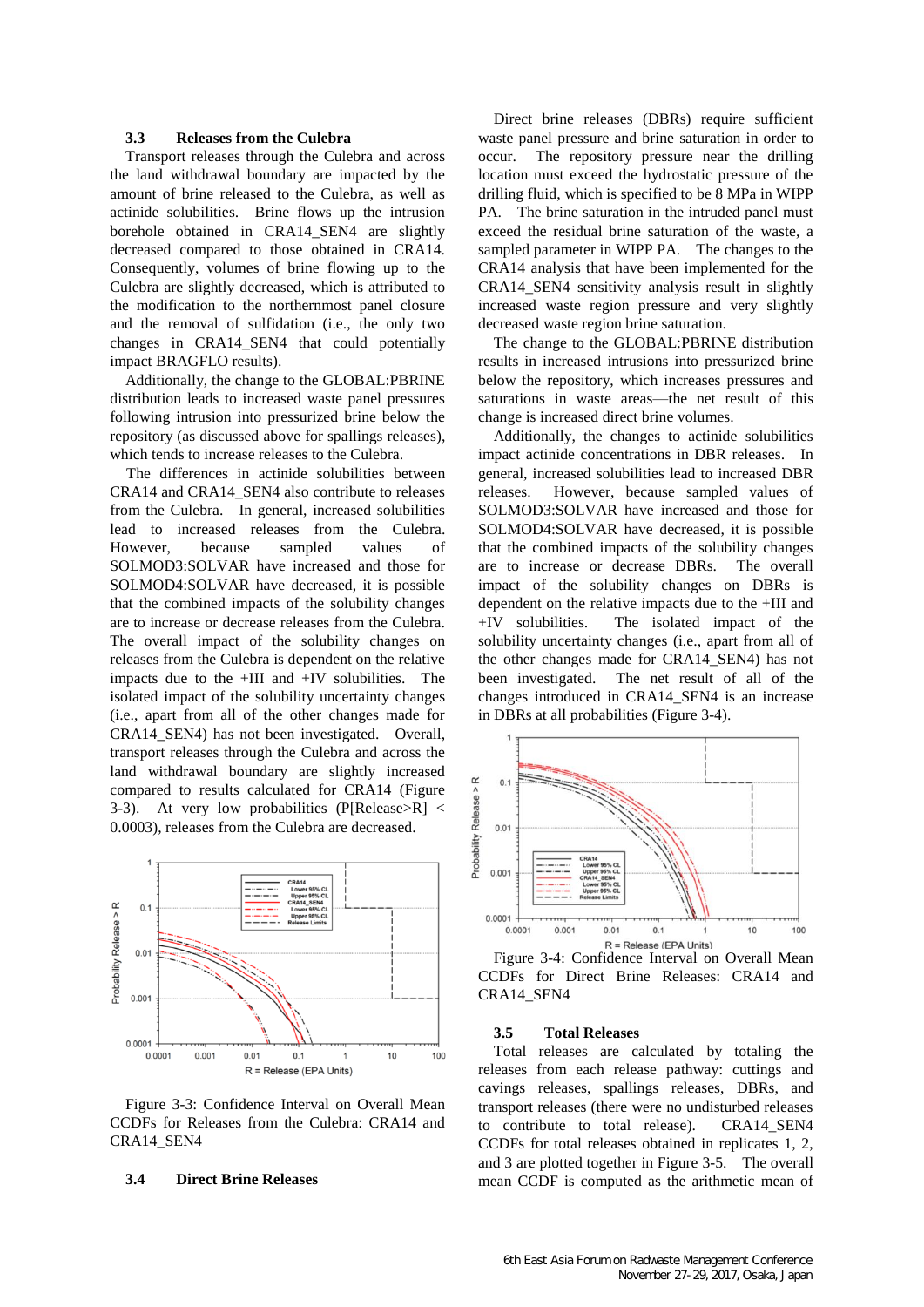### 3.3 Releases from the Culebra

Transport releases through the Culebra and across the land withdrawal boundary are impacted by the amount of brine released to the Culebra, as well as actinide solubilities. Brine flows up the intrusion borehole obtained in CRA14_SEN4 are slightly decreased compared to those obtained in CRA14. Consequently, volumes of brine flowing up to the Culebra are slightly decreased, which is attributed to the modification to the northernmost panel closure and the removal of sulfidation (i.e., the only two changes in CRA14_SEN4 that could potentially impact BRAGFLO results).

Additionally, the change to the GLOBAL:PBRINE distribution leads to increased waste panel pressures following intrusion into pressurized brine below the repository (as discussed above for spallings releases), which tends to increase releases to the Culebra.

The differences in actinide solubilities between CRA14 and CRA14_SEN4 also contribute to releases from the Culebra. In general, increased solubilities lead to increased releases from the Culebra. However, because sampled values of SOLMOD3:SOLVAR have increased and those for SOLMOD4:SOLVAR have decreased, it is possible that the combined impacts of the solubility changes are to increase or decrease releases from the Culebra. The overall impact of the solubility changes on releases from the Culebra is dependent on the relative impacts due to the +III and +IV solubilities. The isolated impact of the solubility uncertainty changes (i.e., apart from all of the other changes made for CRA14_SEN4) has not been investigated. Overall, transport releases through the Culebra and across the land withdrawal boundary are slightly increased compared to results calculated for CRA14 (Figure 3-3). At very low probabilities (P[Release>R] < 0.0003), releases from the Culebra are decreased.

Figure 3-3: Confidence Interval on Overall Mean CCDFs for Releases from the Culebra: CRA14 and CRA14_SEN4

### 3.4 Direct Brine Releases

Direct brine releases (DBRs) require sufficient waste panel pressure and brine saturation in order to occur. The repository pressure near the drilling location must exceed the hydrostatic pressure of the drilling fluid, which is specified to be 8 MPa in WIPP PA. The brine saturation in the intruded panel must exceed the residual brine saturation of the waste, a sampled parameter in WIPP PA. The changes to the CRA14 analysis that have been implemented for the CRA14_SEN4 sensitivity analysis result in slightly increased waste region pressure and very slightly decreased waste region brine saturation.

The change to the GLOBAL:PBRINE distribution results in increased intrusions into pressurized brine below the repository, which increases pressures and saturations in waste areas—the net result of this change is increased direct brine volumes.

Additionally, the changes to actinide solubilities impact actinide concentrations in DBR releases. In general, increased solubilities lead to increased DBR releases. However, because sampled values of SOLMOD3:SOLVAR have increased and those for SOLMOD4:SOLVAR have decreased, it is possible that the combined impacts of the solubility changes are to increase or decrease DBRs. The overall impact of the solubility changes on DBRs is dependent on the relative impacts due to the +III and +IV solubilities. The isolated impact of the solubility uncertainty changes (i.e., apart from all of the other changes made for CRA14_SEN4) has not been investigated. The net result of all of the changes introduced in CRA14_SEN4 is an increase in DBRs at all probabilities (Figure 3-4).

Figure 3-4: Confidence Interval on Overall Mean CCDFs for Direct Brine Releases: CRA14 and CRA14_SEN4

### 3.5 Total Releases

Total releases are calculated by totaling the releases from each release pathway: cuttings and cavings releases, spallings releases, DBRs, and transport releases (there were no undisturbed releases to contribute to total release). CRA14_SEN4 CCDFs for total releases obtained in replicates 1, 2, and 3 are plotted together in Figure 3-5. The overall mean CCDF is computed as the arithmetic mean of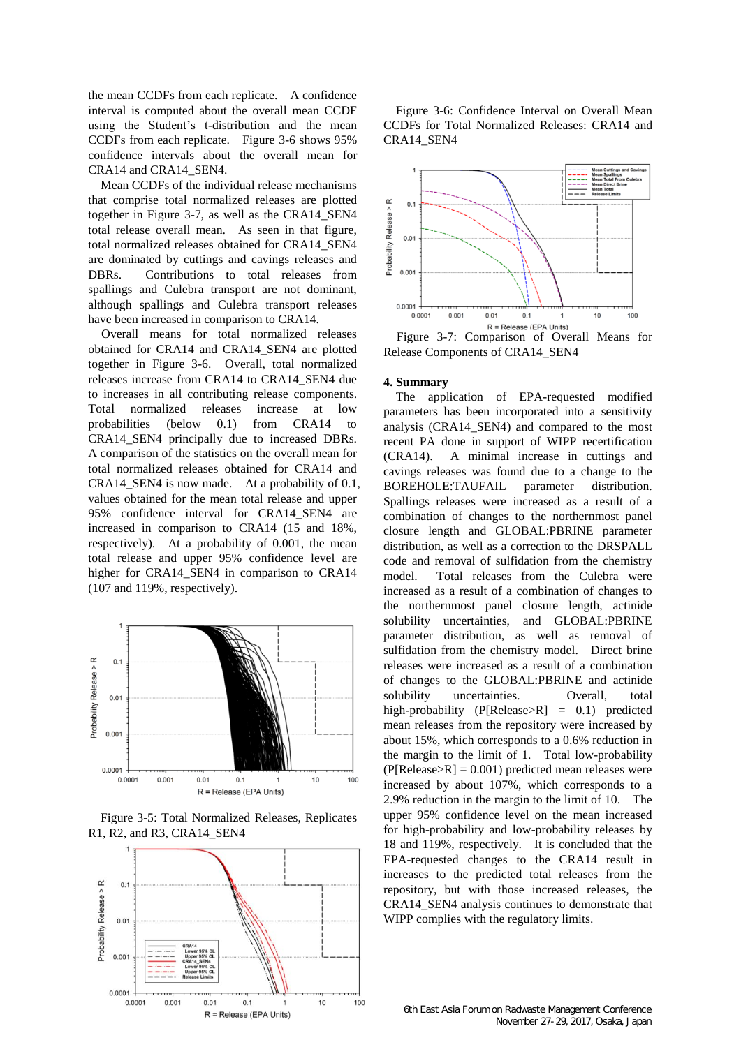the mean CCDFs from each replicate. A confidence interval is computed about the overall mean CCDF using the Student's t-distribution and the mean CCDFs from each replicate. Figure 3-6 shows 95% confidence intervals about the overall mean for CRA14 and CRA14_SEN4.

Mean CCDFs of the individual release mechanisms that comprise total normalized releases are plotted together in Figure 3-7, as well as the CRA14_SEN4 total release overall mean. As seen in that figure, total normalized releases obtained for CRA14_SEN4 are dominated by cuttings and cavings releases and DBRs. Contributions to total releases from spallings and Culebra transport are not dominant, although spallings and Culebra transport releases have been increased in comparison to CRA14.

Overall means for total normalized releases obtained for CRA14 and CRA14_SEN4 are plotted together in Figure 3-6. Overall, total normalized releases increase from CRA14 to CRA14_SEN4 due to increases in all contributing release components. Total normalized releases increase at low probabilities (below 0.1) from CRA14 to CRA14_SEN4 principally due to increased DBRs. A comparison of the statistics on the overall mean for total normalized releases obtained for CRA14 and CRA14_SEN4 is now made. At a probability of 0.1, values obtained for the mean total release and upper 95% confidence interval for CRA14_SEN4 are increased in comparison to CRA14 (15 and 18%, respectively). At a probability of 0.001, the mean total release and upper 95% confidence level are higher for CRA14_SEN4 in comparison to CRA14 (107 and 119%, respectively).

Figure 3-5: Total Normalized Releases, Replicates R1, R2, and R3, CRA14_SEN4

Figure 3-6: Confidence Interval on Overall Mean CCDFs for Total Normalized Releases: CRA14 and CRA14_SEN4

Figure 3-7: Comparison of Overall Means for Release Components of CRA14_SEN4

## 4. Summary

The application of EPA-requested modified parameters has been incorporated into a sensitivity analysis (CRA14_SEN4) and compared to the most recent PA done in support of WIPP recertification (CRA14). A minimal increase in cuttings and cavings releases was found due to a change to the BOREHOLE:TAUFAIL parameter distribution. Spallings releases were increased as a result of a combination of changes to the northernmost panel closure length and GLOBAL:PBRINE parameter distribution, as well as a correction to the DRSPALL code and removal of sulfidation from the chemistry model. Total releases from the Culebra were increased as a result of a combination of changes to the northernmost panel closure length, actinide solubility uncertainties, and GLOBAL:PBRINE parameter distribution, as well as removal of sulfidation from the chemistry model. Direct brine releases were increased as a result of a combination of changes to the GLOBAL:PBRINE and actinide solubility uncertainties. Overall, total high-probability (P[Release>R] = 0.1) predicted mean releases from the repository were increased by about 15%, which corresponds to a 0.6% reduction in the margin to the limit of 1. Total low-probability (P[Release>R] = 0.001) predicted mean releases were increased by about 107%, which corresponds to a 2.9% reduction in the margin to the limit of 10. The upper 95% confidence level on the mean increased for high-probability and low-probability releases by 18 and 119%, respectively. It is concluded that the EPA-requested changes to the CRA14 result in increases to the predicted total releases from the repository, but with those increased releases, the CRA14_SEN4 analysis continues to demonstrate that WIPP complies with the regulatory limits.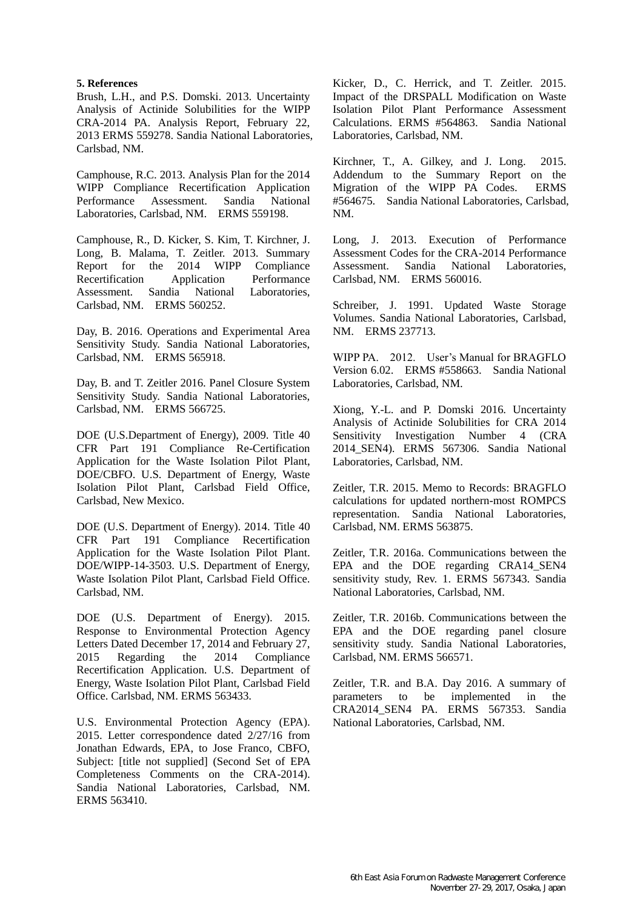**5. References**

Brush, L.H., and P.S. Domski. 2013. Uncertainty Analysis of Actinide Solubilities for the WIPP CRA-2014 PA. Analysis Report, February 22, 2013 ERMS 559278. Sandia National Laboratories, Carlsbad, NM.

Camphouse, R.C. 2013. Analysis Plan for the 2014 WIPP Compliance Recertification Application Performance Assessment. Sandia National Laboratories, Carlsbad, NM. ERMS 559198.

Camphouse, R., D. Kicker, S. Kim, T. Kirchner, J. Long, B. Malama, T. Zeitler. 2013. Summary Report for the 2014 WIPP Compliance Recertification Application Performance Assessment. Sandia National Laboratories, Carlsbad, NM. ERMS 560252.

Day, B. 2016. Operations and Experimental Area Sensitivity Study. Sandia National Laboratories, Carlsbad, NM. ERMS 565918.

Day, B. and T. Zeitler 2016. Panel Closure System Sensitivity Study. Sandia National Laboratories, Carlsbad, NM. ERMS 566725.

DOE (U.S.Department of Energy), 2009. Title 40 CFR Part 191 Compliance Re-Certification Application for the Waste Isolation Pilot Plant, DOE/CBFO. U.S. Department of Energy, Waste Isolation Pilot Plant, Carlsbad Field Office, Carlsbad, New Mexico.

DOE (U.S. Department of Energy). 2014. Title 40 CFR Part 191 Compliance Recertification Application for the Waste Isolation Pilot Plant. DOE/WIPP-14-3503. U.S. Department of Energy, Waste Isolation Pilot Plant, Carlsbad Field Office. Carlsbad, NM.

DOE (U.S. Department of Energy). 2015. Response to Environmental Protection Agency Letters Dated December 17, 2014 and February 27, 2015 Regarding the 2014 Compliance Recertification Application. U.S. Department of Energy, Waste Isolation Pilot Plant, Carlsbad Field Office. Carlsbad, NM. ERMS 563433.

U.S. Environmental Protection Agency (EPA). 2015. Letter correspondence dated 2/27/16 from Jonathan Edwards, EPA, to Jose Franco, CBFO, Subject: [title not supplied] (Second Set of EPA Completeness Comments on the CRA-2014). Sandia National Laboratories, Carlsbad, NM. ERMS 563410.

Kicker, D., C. Herrick, and T. Zeitler. 2015. Impact of the DRSPALL Modification on Waste Isolation Pilot Plant Performance Assessment Calculations. ERMS #564863. Sandia National Laboratories, Carlsbad, NM.

Kirchner, T., A. Gilkey, and J. Long. 2015. Addendum to the Summary Report on the Migration of the WIPP PA Codes. ERMS #564675. Sandia National Laboratories, Carlsbad, NM.

Long, J. 2013. Execution of Performance Assessment Codes for the CRA-2014 Performance Assessment. Sandia National Laboratories, Carlsbad, NM. ERMS 560016.

Schreiber, J. 1991. Updated Waste Storage Volumes. Sandia National Laboratories, Carlsbad, NM. ERMS 237713.

WIPP PA. 2012. User's Manual for BRAGFLO Version 6.02. ERMS #558663. Sandia National Laboratories, Carlsbad, NM.

Xiong, Y.-L. and P. Domski 2016. Uncertainty Analysis of Actinide Solubilities for CRA 2014 Sensitivity Investigation Number 4 (CRA 2014_SEN4). ERMS 567306. Sandia National Laboratories, Carlsbad, NM.

Zeitler, T.R. 2015. Memo to Records: BRAGFLO calculations for updated northern-most ROMPCS representation. Sandia National Laboratories, Carlsbad, NM. ERMS 563875.

Zeitler, T.R. 2016a. Communications between the EPA and the DOE regarding CRA14_SEN4 sensitivity study, Rev. 1. ERMS 567343. Sandia National Laboratories, Carlsbad, NM.

Zeitler, T.R. 2016b. Communications between the EPA and the DOE regarding panel closure sensitivity study. Sandia National Laboratories, Carlsbad, NM. ERMS 566571.

Zeitler, T.R. and B.A. Day 2016. A summary of parameters to be implemented in the CRA2014_SEN4 PA. ERMS 567353. Sandia National Laboratories, Carlsbad, NM.